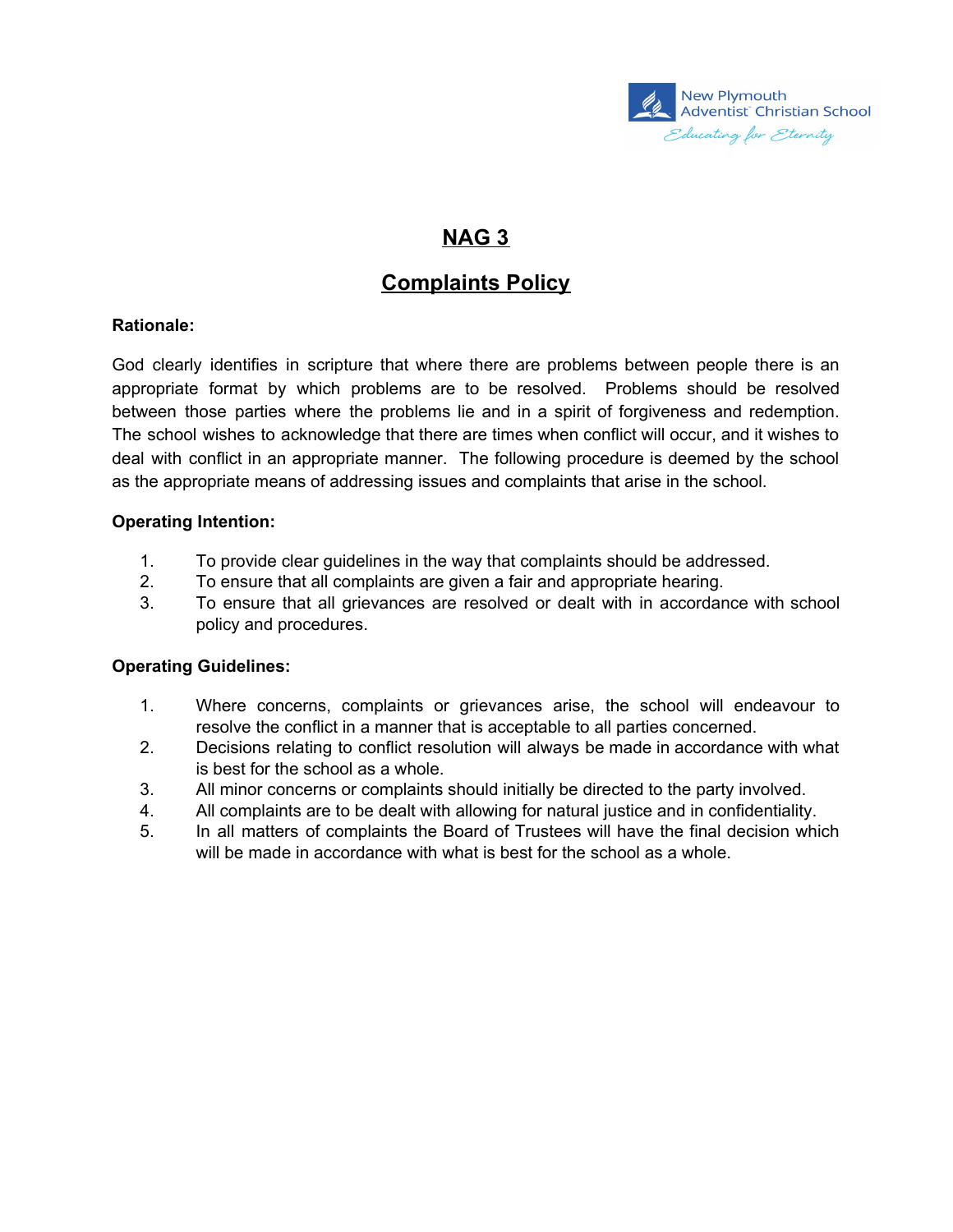New Plymouth Adventist Christian School

*Educating for Eternity*

# NAG 3

# Complaints Policy

**Rationale:**

God clearly identifies in scripture that where there are problems between people there is an appropriate format by which problems are to be resolved. Problems should be resolved between those parties where the problems lie and in a spirit of forgiveness and redemption. The school wishes to acknowledge that there are times when conflict will occur, and it wishes to deal with conflict in an appropriate manner. The following procedure is deemed by the school as the appropriate means of addressing issues and complaints that arise in the school.

**Operating Intention:**

1. To provide clear guidelines in the way that complaints should be addressed.
2. To ensure that all complaints are given a fair and appropriate hearing.
3. To ensure that all grievances are resolved or dealt with in accordance with school policy and procedures.

**Operating Guidelines:**

1. Where concerns, complaints or grievances arise, the school will endeavour to resolve the conflict in a manner that is acceptable to all parties concerned.
2. Decisions relating to conflict resolution will always be made in accordance with what is best for the school as a whole.
3. All minor concerns or complaints should initially be directed to the party involved.
4. All complaints are to be dealt with allowing for natural justice and in confidentiality.
5. In all matters of complaints the Board of Trustees will have the final decision which will be made in accordance with what is best for the school as a whole.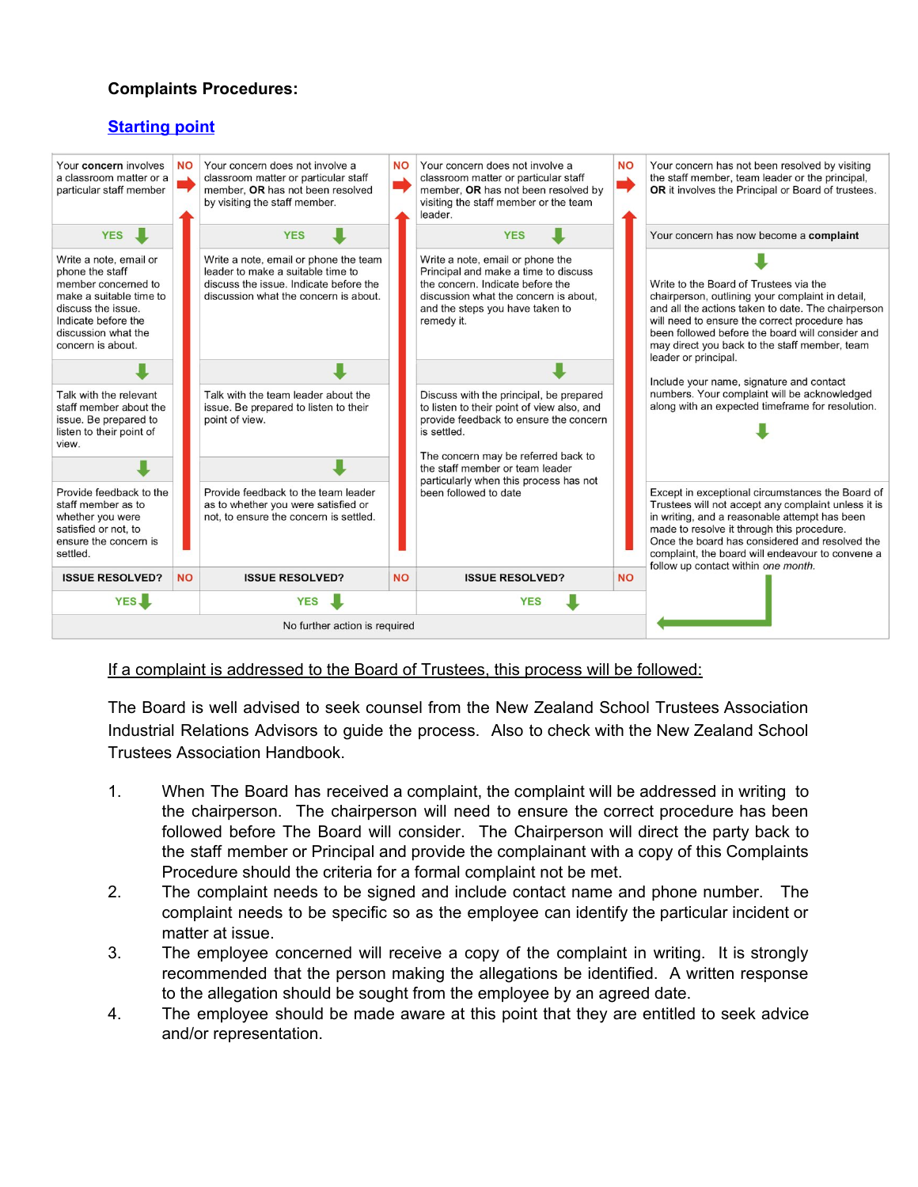**Complaints Procedures:**

**Starting point**

| Your **concern** involves a classroom matter or a particular staff member | NO ➡ | Your concern does not involve a classroom matter or particular staff member, **OR** has not been resolved by visiting the staff member. | NO ➡ | Your concern does not involve a classroom matter or particular staff member, **OR** has not been resolved by visiting the staff member or the team leader. | NO ➡ | Your concern has not been resolved by visiting the staff member, team leader or the principal, **OR** it involves the Principal or Board of trustees. |
|---|---|---|---|---|---|---|
| YES ⬇ | | YES ⬇ | | YES ⬇ | | Your concern has now become a **complaint** |
| Write a note, email or phone the staff member concerned to make a suitable time to discuss the issue. Indicate before the discussion what the concern is about. | | Write a note, email or phone the team leader to make a suitable time to discuss the issue. Indicate before the discussion what the concern is about. | | Write a note, email or phone the Principal and make a time to discuss the concern. Indicate before the discussion what the concern is about, and the steps you have taken to remedy it. | | ⬇ Write to the Board of Trustees via the chairperson, outlining your complaint in detail, and all the actions taken to date. The chairperson will need to ensure the correct procedure has been followed before the board will consider and may direct you back to the staff member, team leader or principal. Include your name, signature and contact numbers. Your complaint will be acknowledged along with an expected timeframe for resolution. ⬇ |
| ⬇ | | ⬇ | | ⬇ | | |
| Talk with the relevant staff member about the issue. Be prepared to listen to their point of view. | | Talk with the team leader about the issue. Be prepared to listen to their point of view. | | Discuss with the principal, be prepared to listen to their point of view also, and provide feedback to ensure the concern is settled. The concern may be referred back to the staff member or team leader particularly when this process has not been followed to date | | |
| ⬇ | | ⬇ | | | | |
| Provide feedback to the staff member as to whether you were satisfied or not, to ensure the concern is settled. | | Provide feedback to the team leader as to whether you were satisfied or not, to ensure the concern is settled. | | | | Except in exceptional circumstances the Board of Trustees will not accept any complaint unless it is in writing, and a reasonable attempt has been made to resolve it through this procedure. Once the board has considered and resolved the complaint, the board will endeavour to convene a follow up contact within *one month*. |
| **ISSUE RESOLVED?** | NO | **ISSUE RESOLVED?** | NO | **ISSUE RESOLVED?** | NO | |
| YES ⬇ | | YES ⬇ | | YES ⬇ | | |
| No further action is required | | | | | | ⬅ |

<u>If a complaint is addressed to the Board of Trustees, this process will be followed:</u>

The Board is well advised to seek counsel from the New Zealand School Trustees Association Industrial Relations Advisors to guide the process. Also to check with the New Zealand School Trustees Association Handbook.

1. When The Board has received a complaint, the complaint will be addressed in writing to the chairperson. The chairperson will need to ensure the correct procedure has been followed before The Board will consider. The Chairperson will direct the party back to the staff member or Principal and provide the complainant with a copy of this Complaints Procedure should the criteria for a formal complaint not be met.
2. The complaint needs to be signed and include contact name and phone number. The complaint needs to be specific so as the employee can identify the particular incident or matter at issue.
3. The employee concerned will receive a copy of the complaint in writing. It is strongly recommended that the person making the allegations be identified. A written response to the allegation should be sought from the employee by an agreed date.
4. The employee should be made aware at this point that they are entitled to seek advice and/or representation.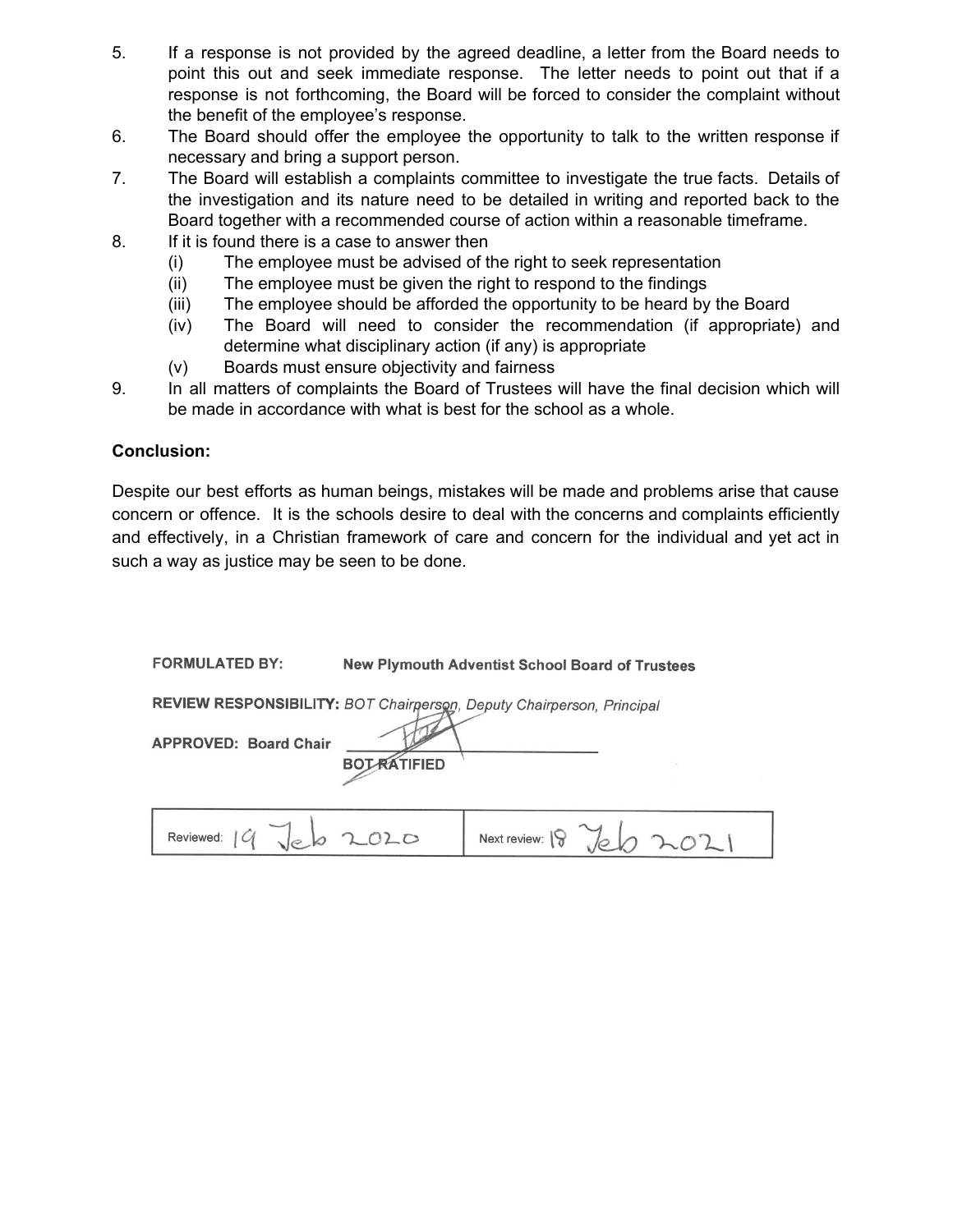5. If a response is not provided by the agreed deadline, a letter from the Board needs to point this out and seek immediate response. The letter needs to point out that if a response is not forthcoming, the Board will be forced to consider the complaint without the benefit of the employee's response.
6. The Board should offer the employee the opportunity to talk to the written response if necessary and bring a support person.
7. The Board will establish a complaints committee to investigate the true facts. Details of the investigation and its nature need to be detailed in writing and reported back to the Board together with a recommended course of action within a reasonable timeframe.
8. If it is found there is a case to answer then
   (i) The employee must be advised of the right to seek representation
   (ii) The employee must be given the right to respond to the findings
   (iii) The employee should be afforded the opportunity to be heard by the Board
   (iv) The Board will need to consider the recommendation (if appropriate) and determine what disciplinary action (if any) is appropriate
   (v) Boards must ensure objectivity and fairness
9. In all matters of complaints the Board of Trustees will have the final decision which will be made in accordance with what is best for the school as a whole.

**Conclusion:**

Despite our best efforts as human beings, mistakes will be made and problems arise that cause concern or offence. It is the schools desire to deal with the concerns and complaints efficiently and effectively, in a Christian framework of care and concern for the individual and yet act in such a way as justice may be seen to be done.

**FORMULATED BY:** **New Plymouth Adventist School Board of Trustees**

**REVIEW RESPONSIBILITY:** *BOT Chairperson, Deputy Chairperson, Principal*

**APPROVED: Board Char** ______________________________

**BOT RATIFIED**

| | |
|---|---|
| Reviewed: 19 Feb 2020 | Next review: 18 Feb 2021 |